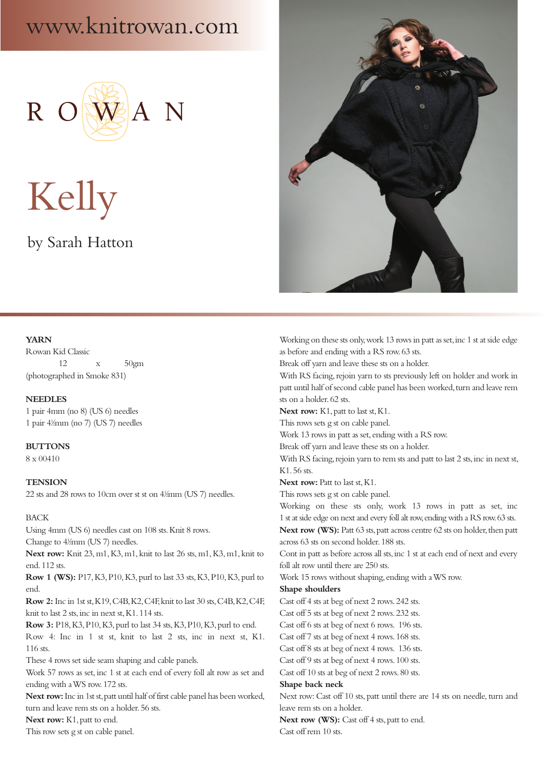www.knitrowan.com

ROWAN

# Kelly

by Sarah Hatton

**YARN**

Rowan Kid Classic

12 x 50gm

(photographed in Smoke 831)

**NEEDLES**

1 pair 4mm (no 8) (US 6) needles

1 pair 4½mm (no 7) (US 7) needles

**BUTTONS**

8 x 00410

**TENSION**

22 sts and 28 rows to 10cm over st st on 4½mm (US 7) needles.

BACK

Using 4mm (US 6) needles cast on 108 sts. Knit 8 rows.

Change to 4½mm (US 7) needles.

**Next row:** Knit 23, m1, K3, m1, knit to last 26 sts, m1, K3, m1, knit to end. 112 sts.

**Row 1 (WS):** P17, K3, P10, K3, purl to last 33 sts, K3, P10, K3, purl to end.

**Row 2:** Inc in 1st st, K19, C4B, K2, C4F, knit to last 30 sts, C4B, K2, C4F, knit to last 2 sts, inc in next st, K1. 114 sts.

**Row 3:** P18, K3, P10, K3, purl to last 34 sts, K3, P10, K3, purl to end.

Row 4: Inc in 1 st st, knit to last 2 sts, inc in next st, K1. 116 sts.

These 4 rows set side seam shaping and cable panels.

Work 57 rows as set, inc 1 st at each end of every foll alt row as set and ending with a WS row. 172 sts.

**Next row:** Inc in 1st st, patt until half of first cable panel has been worked, turn and leave rem sts on a holder. 56 sts.

**Next row:** K1, patt to end.

This row sets g st on cable panel.

Working on these sts only, work 13 rows in patt as set, inc 1 st at side edge as before and ending with a RS row. 63 sts.

Break off yarn and leave these sts on a holder.

With RS facing, rejoin yarn to sts previously left on holder and work in patt until half of second cable panel has been worked, turn and leave rem sts on a holder. 62 sts.

**Next row:** K1, patt to last st, K1.

This rows sets g st on cable panel.

Work 13 rows in patt as set, ending with a RS row.

Break off yarn and leave these sts on a holder.

With RS facing, rejoin yarn to rem sts and patt to last 2 sts, inc in next st, K1. 56 sts.

**Next row:** Patt to last st, K1.

This rows sets g st on cable panel.

Working on these sts only, work 13 rows in patt as set, inc 1 st at side edge on next and every foll alt row, ending with a RS row. 63 sts.

**Next row (WS):** Patt 63 sts, patt across centre 62 sts on holder, then patt across 63 sts on second holder. 188 sts.

Cont in patt as before across all sts, inc 1 st at each end of next and every foll alt row until there are 250 sts.

Work 15 rows without shaping, ending with a WS row.

**Shape shoulders**

Cast off 4 sts at beg of next 2 rows. 242 sts.

Cast off 5 sts at beg of next 2 rows. 232 sts.

Cast off 6 sts at beg of next 6 rows. 196 sts.

Cast off 7 sts at beg of next 4 rows. 168 sts.

Cast off 8 sts at beg of next 4 rows. 136 sts.

Cast off 9 sts at beg of next 4 rows. 100 sts.

Cast off 10 sts at beg of next 2 rows. 80 sts.

**Shape back neck**

Next row: Cast off 10 sts, patt until there are 14 sts on needle, turn and leave rem sts on a holder.

**Next row (WS):** Cast off 4 sts, patt to end.

Cast off rem 10 sts.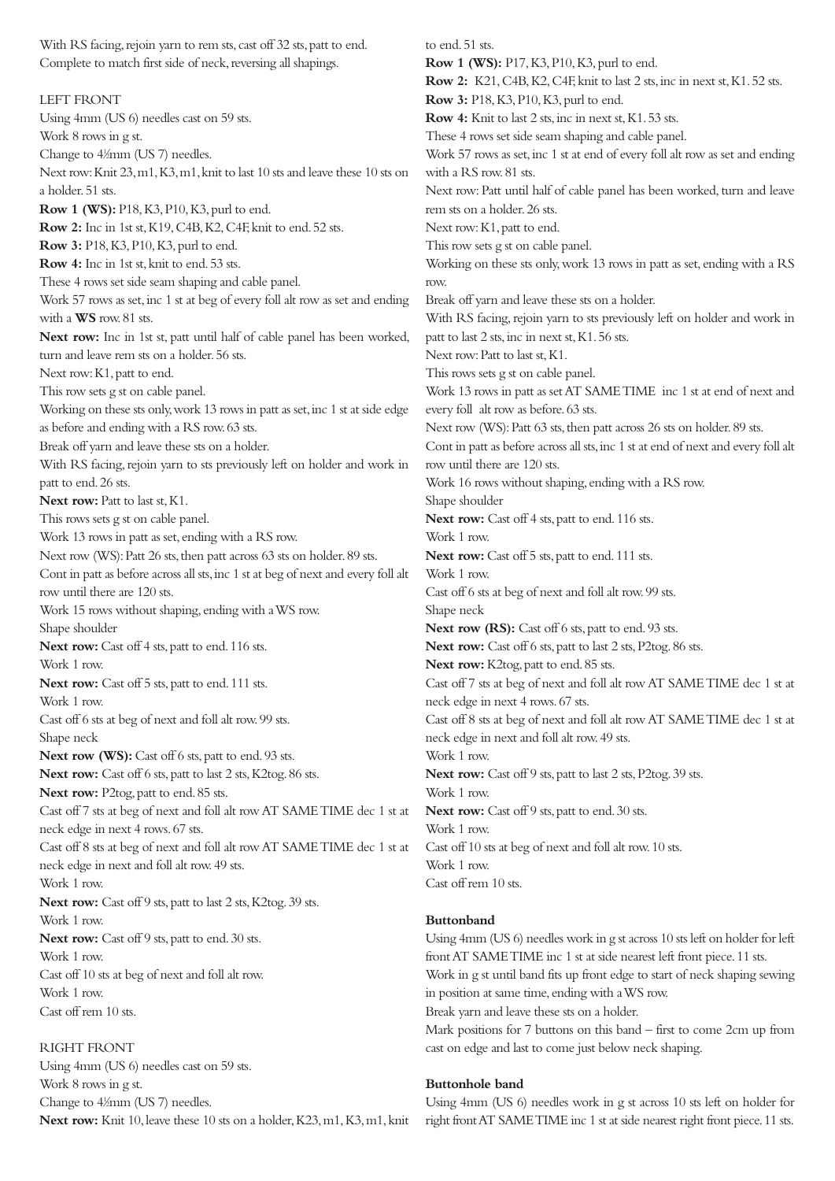With RS facing, rejoin yarn to rem sts, cast off 32 sts, patt to end.
Complete to match first side of neck, reversing all shapings.

LEFT FRONT

Using 4mm (US 6) needles cast on 59 sts.
Work 8 rows in g st.
Change to 4½mm (US 7) needles.
Next row: Knit 23, m1, K3, m1, knit to last 10 sts and leave these 10 sts on a holder. 51 sts.
**Row 1 (WS):** P18, K3, P10, K3, purl to end.
**Row 2:** Inc in 1st st, K19, C4B, K2, C4F, knit to end. 52 sts.
**Row 3:** P18, K3, P10, K3, purl to end.
**Row 4:** Inc in 1st st, knit to end. 53 sts.
These 4 rows set side seam shaping and cable panel.
Work 57 rows as set, inc 1 st at beg of every foll alt row as set and ending with a **WS** row. 81 sts.
**Next row:** Inc in 1st st, patt until half of cable panel has been worked, turn and leave rem sts on a holder. 56 sts.
Next row: K1, patt to end.
This row sets g st on cable panel.
Working on these sts only, work 13 rows in patt as set, inc 1 st at side edge as before and ending with a RS row. 63 sts.
Break off yarn and leave these sts on a holder.
With RS facing, rejoin yarn to sts previously left on holder and work in patt to end. 26 sts.
**Next row:** Patt to last st, K1.
This rows sets g st on cable panel.
Work 13 rows in patt as set, ending with a RS row.
Next row (WS): Patt 26 sts, then patt across 63 sts on holder. 89 sts.
Cont in patt as before across all sts, inc 1 st at beg of next and every foll alt row until there are 120 sts.
Work 15 rows without shaping, ending with a WS row.
Shape shoulder
**Next row:** Cast off 4 sts, patt to end. 116 sts.
Work 1 row.
**Next row:** Cast off 5 sts, patt to end. 111 sts.
Work 1 row.
Cast off 6 sts at beg of next and foll alt row. 99 sts.
Shape neck
**Next row (WS):** Cast off 6 sts, patt to end. 93 sts.
**Next row:** Cast off 6 sts, patt to last 2 sts, K2tog. 86 sts.
**Next row:** P2tog, patt to end. 85 sts.
Cast off 7 sts at beg of next and foll alt row AT SAME TIME dec 1 st at neck edge in next 4 rows. 67 sts.
Cast off 8 sts at beg of next and foll alt row AT SAME TIME dec 1 st at neck edge in next and foll alt row. 49 sts.
Work 1 row.
**Next row:** Cast off 9 sts, patt to last 2 sts, K2tog. 39 sts.
Work 1 row.
**Next row:** Cast off 9 sts, patt to end. 30 sts.
Work 1 row.
Cast off 10 sts at beg of next and foll alt row.
Work 1 row.
Cast off rem 10 sts.

RIGHT FRONT

Using 4mm (US 6) needles cast on 59 sts.
Work 8 rows in g st.
Change to 4½mm (US 7) needles.
**Next row:** Knit 10, leave these 10 sts on a holder, K23, m1, K3, m1, knit to end. 51 sts.
**Row 1 (WS):** P17, K3, P10, K3, purl to end.
**Row 2:** K21, C4B, K2, C4F, knit to last 2 sts, inc in next st, K1. 52 sts.
**Row 3:** P18, K3, P10, K3, purl to end.
**Row 4:** Knit to last 2 sts, inc in next st, K1. 53 sts.
These 4 rows set side seam shaping and cable panel.
Work 57 rows as set, inc 1 st at end of every foll alt row as set and ending with a RS row. 81 sts.
Next row: Patt until half of cable panel has been worked, turn and leave rem sts on a holder. 26 sts.
Next row: K1, patt to end.
This row sets g st on cable panel.
Working on these sts only, work 13 rows in patt as set, ending with a RS row.
Break off yarn and leave these sts on a holder.
With RS facing, rejoin yarn to sts previously left on holder and work in patt to last 2 sts, inc in next st, K1. 56 sts.
Next row: Patt to last st, K1.
This rows sets g st on cable panel.
Work 13 rows in patt as set AT SAME TIME inc 1 st at end of next and every foll alt row as before. 63 sts.
Next row (WS): Patt 63 sts, then patt across 26 sts on holder. 89 sts.
Cont in patt as before across all sts, inc 1 st at end of next and every foll alt row until there are 120 sts.
Work 16 rows without shaping, ending with a RS row.
Shape shoulder
**Next row:** Cast off 4 sts, patt to end. 116 sts.
Work 1 row.
**Next row:** Cast off 5 sts, patt to end. 111 sts.
Work 1 row.
Cast off 6 sts at beg of next and foll alt row. 99 sts.
Shape neck
**Next row (RS):** Cast off 6 sts, patt to end. 93 sts.
**Next row:** Cast off 6 sts, patt to last 2 sts, P2tog. 86 sts.
**Next row:** K2tog, patt to end. 85 sts.
Cast off 7 sts at beg of next and foll alt row AT SAME TIME dec 1 st at neck edge in next 4 rows. 67 sts.
Cast off 8 sts at beg of next and foll alt row AT SAME TIME dec 1 st at neck edge in next and foll alt row. 49 sts.
Work 1 row.
**Next row:** Cast off 9 sts, patt to last 2 sts, P2tog. 39 sts.
Work 1 row.
**Next row:** Cast off 9 sts, patt to end. 30 sts.
Work 1 row.
Cast off 10 sts at beg of next and foll alt row. 10 sts.
Work 1 row.
Cast off rem 10 sts.

**Buttonband**

Using 4mm (US 6) needles work in g st across 10 sts left on holder for left front AT SAME TIME inc 1 st at side nearest left front piece. 11 sts.
Work in g st until band fits up front edge to start of neck shaping sewing in position at same time, ending with a WS row.
Break yarn and leave these sts on a holder.
Mark positions for 7 buttons on this band – first to come 2cm up from cast on edge and last to come just below neck shaping.

**Buttonhole band**

Using 4mm (US 6) needles work in g st across 10 sts left on holder for right front AT SAME TIME inc 1 st at side nearest right front piece. 11 sts.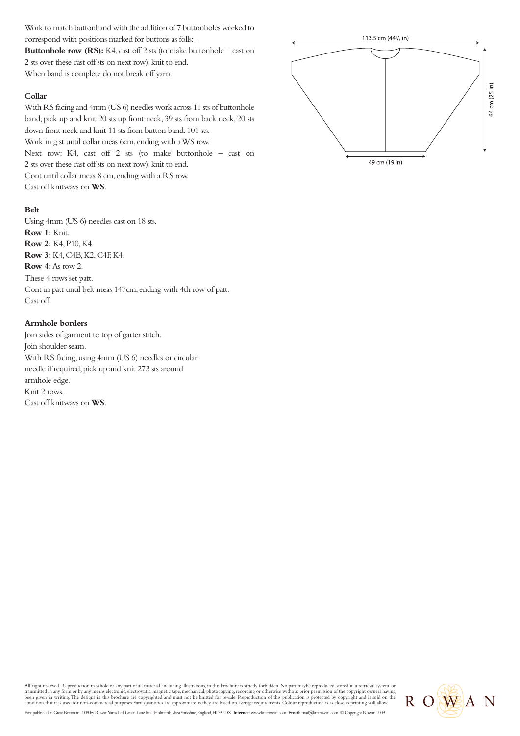Work to match buttonband with the addition of 7 buttonholes worked to correspond with positions marked for buttons as folls:-

**Buttonhole row (RS):** K4, cast off 2 sts (to make buttonhole – cast on 2 sts over these cast off sts on next row), knit to end.

When band is complete do not break off yarn.

### Collar

With RS facing and 4mm (US 6) needles work across 11 sts of buttonhole band, pick up and knit 20 sts up front neck, 39 sts from back neck, 20 sts down front neck and knit 11 sts from button band. 101 sts.

Work in g st until collar meas 6cm, ending with a WS row.

Next row: K4, cast off 2 sts (to make buttonhole – cast on 2 sts over these cast off sts on next row), knit to end.

Cont until collar meas 8 cm, ending with a RS row.

Cast off knitways on **WS**.

### Belt

Using 4mm (US 6) needles cast on 18 sts.

**Row 1:** Knit.

**Row 2:** K4, P10, K4.

**Row 3:** K4, C4B, K2, C4F, K4.

**Row 4:** As row 2.

These 4 rows set patt.

Cont in patt until belt meas 147cm, ending with 4th row of patt.

Cast off.

### Armhole borders

Join sides of garment to top of garter stitch.

Join shoulder seam.

With RS facing, using 4mm (US 6) needles or circular needle if required, pick up and knit 273 sts around armhole edge.

Knit 2 rows.

Cast off knitways on **WS**.

113.5 cm (44½ in)

64 cm (25 in)

49 cm (19 in)

All right reserved. Reproduction in whole or any part of all material, including illustrations, in this brochure is strictly forbidden. No part maybe reproduced, stored in a retrieval system, or transmitted in any form or by any means electronic, electrostatic, magnetic tape, mechanical, photocopying, recording or otherwise without prior permission of the copyright owners having been given in writing. The designs in this brochure are copyrighted and must not be knitted for re-sale. Reproduction of this publication is protected by copyright and is sold on the condition that it is used for non-commercial purposes. Yarn quantities are approximate as they are based on average requirements. Colour reproduction is as close as printing will allow.

First published in Great Britain in 2009 by Rowan Yarns Ltd, Green Lane Mill, Holmfirth, West Yorkshire, England, HD9 2DX **Internet:** www.knitrowan.com **Email:** mail@knitrowan.com © Copyright Rowan 2009

ROWAN